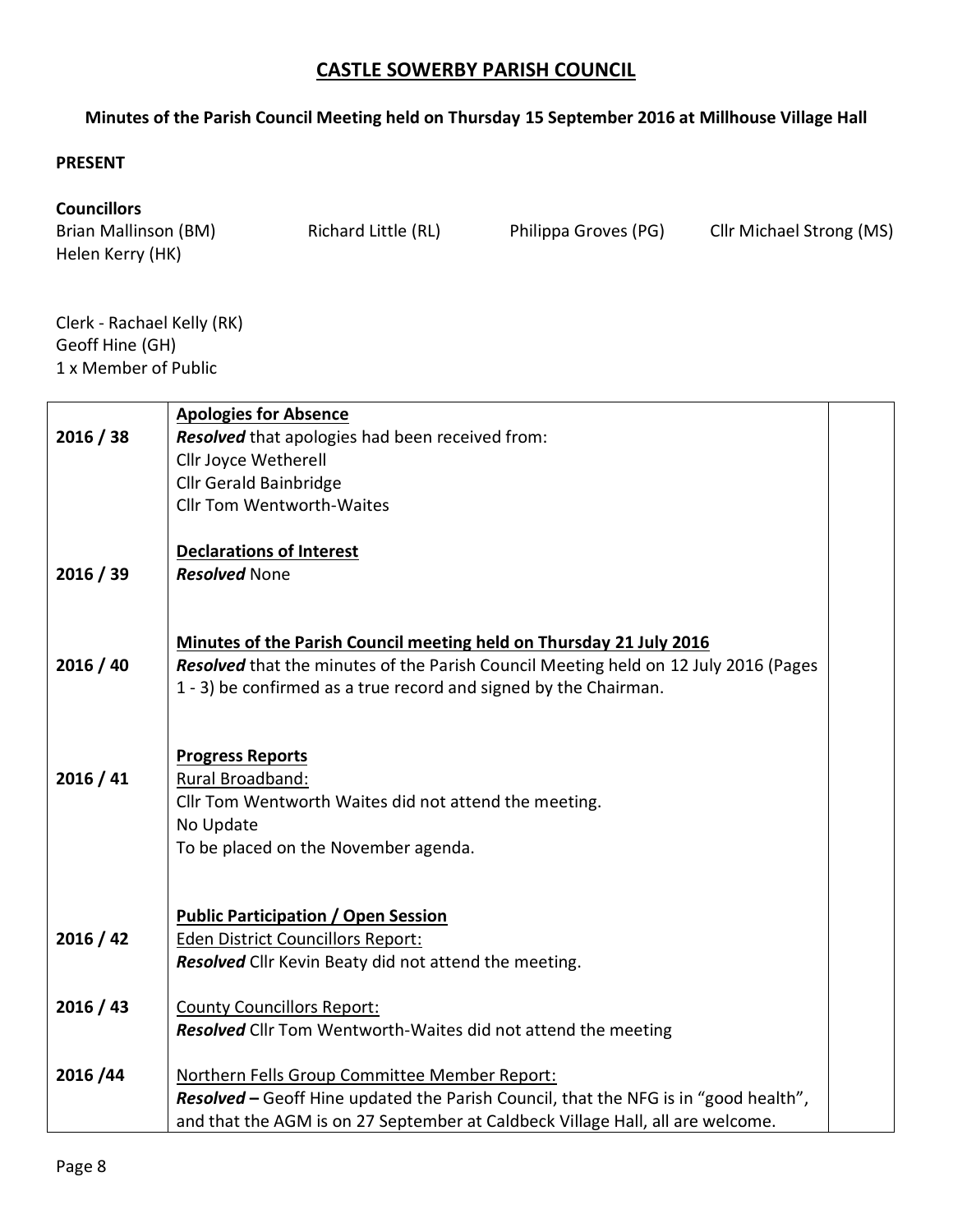# CASTLE SOWERBY PARISH COUNCIL

**Minutes of the Parish Council Meeting held on Thursday 15 September 2016 at Millhouse Village Hall**

**PRESENT**

**Councillors**

Brian Mallinson (BM) Richard Little (RL) Philippa Groves (PG) Cllr Michael Strong (MS)
Helen Kerry (HK)

Clerk - Rachael Kelly (RK)
Geoff Hine (GH)
1 x Member of Public

| | | |
|---|---|---|
| 2016 / 38 | **Apologies for Absence**<br>***Resolved*** that apologies had been received from:<br>Cllr Joyce Wetherell<br>Cllr Gerald Bainbridge<br>Cllr Tom Wentworth-Waites | |
| 2016 / 39 | **Declarations of Interest**<br>***Resolved*** None | |
| 2016 / 40 | **Minutes of the Parish Council meeting held on Thursday 21 July 2016**<br>***Resolved*** that the minutes of the Parish Council Meeting held on 12 July 2016 (Pages 1 - 3) be confirmed as a true record and signed by the Chairman. | |
| 2016 / 41 | **Progress Reports**<br>Rural Broadband:<br>Cllr Tom Wentworth Waites did not attend the meeting.<br>No Update<br>To be placed on the November agenda. | |
| 2016 / 42 | **Public Participation / Open Session**<br>Eden District Councillors Report:<br>***Resolved*** Cllr Kevin Beaty did not attend the meeting. | |
| 2016 / 43 | County Councillors Report:<br>***Resolved*** Cllr Tom Wentworth-Waites did not attend the meeting | |
| 2016 /44 | Northern Fells Group Committee Member Report:<br>***Resolved –*** Geoff Hine updated the Parish Council, that the NFG is in "good health", and that the AGM is on 27 September at Caldbeck Village Hall, all are welcome. | |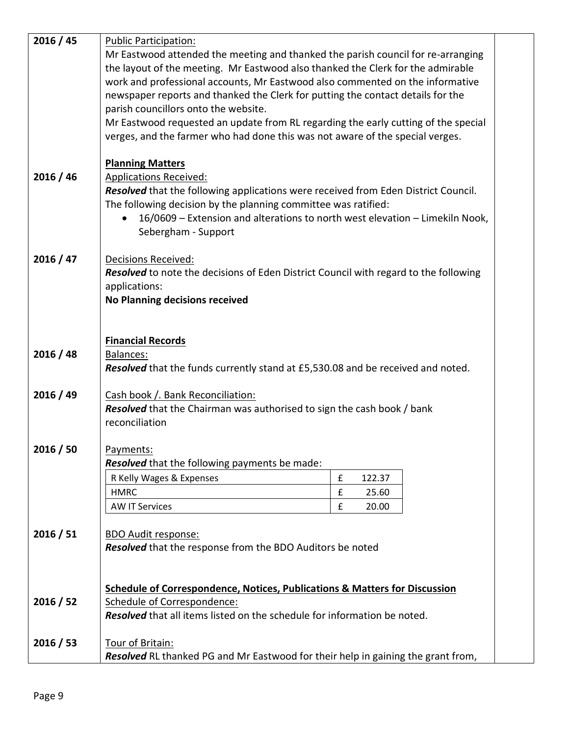| | | |
|---|---|---|
| 2016 / 45 | Public Participation:<br>Mr Eastwood attended the meeting and thanked the parish council for re-arranging the layout of the meeting. Mr Eastwood also thanked the Clerk for the admirable work and professional accounts, Mr Eastwood also commented on the informative newspaper reports and thanked the Clerk for putting the contact details for the parish councillors onto the website.<br>Mr Eastwood requested an update from RL regarding the early cutting of the special verges, and the farmer who had done this was not aware of the special verges. | |
| | **Planning Matters** | |
| 2016 / 46 | Applications Received:<br>***Resolved*** that the following applications were received from Eden District Council. The following decision by the planning committee was ratified:<br>• 16/0609 – Extension and alterations to north west elevation – Limekiln Nook, Sebergham - Support | |
| 2016 / 47 | Decisions Received:<br>***Resolved*** to note the decisions of Eden District Council with regard to the following applications:<br>**No Planning decisions received** | |
| | **Financial Records** | |
| 2016 / 48 | Balances:<br>***Resolved*** that the funds currently stand at £5,530.08 and be received and noted. | |
| 2016 / 49 | Cash book /. Bank Reconciliation:<br>***Resolved*** that the Chairman was authorised to sign the cash book / bank reconciliation | |
| 2016 / 50 | Payments:<br>***Resolved*** that the following payments be made:<br>R Kelly Wages & Expenses — £ 122.37<br>HMRC — £ 25.60<br>AW IT Services — £ 20.00 | |
| 2016 / 51 | BDO Audit response:<br>***Resolved*** that the response from the BDO Auditors be noted | |
| | **Schedule of Correspondence, Notices, Publications & Matters for Discussion** | |
| 2016 / 52 | Schedule of Correspondence:<br>***Resolved*** that all items listed on the schedule for information be noted. | |
| 2016 / 53 | Tour of Britain:<br>***Resolved*** RL thanked PG and Mr Eastwood for their help in gaining the grant from, | |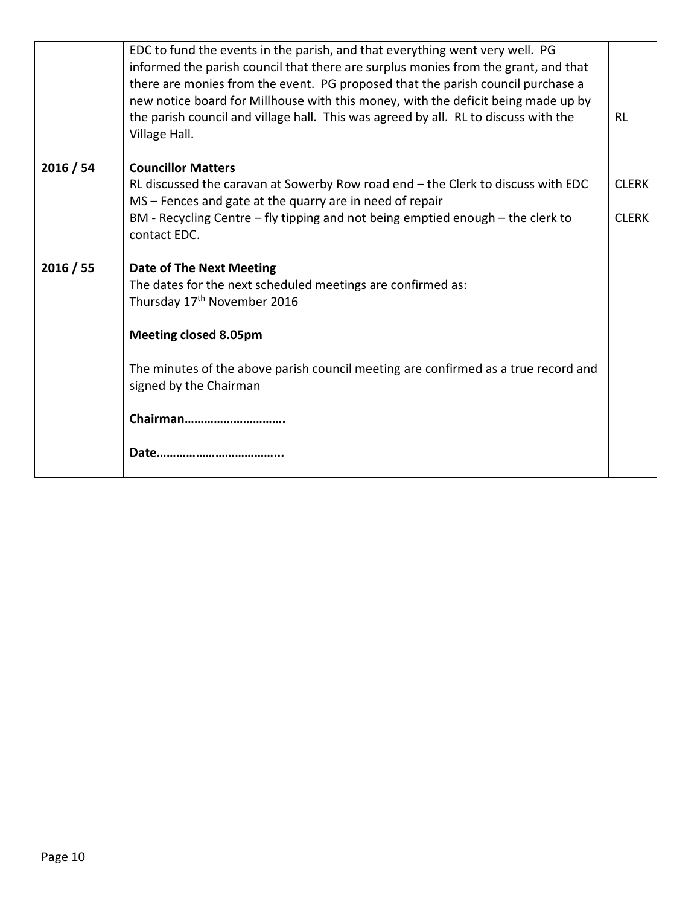| | | |
|---|---|---|
| | EDC to fund the events in the parish, and that everything went very well. PG informed the parish council that there are surplus monies from the grant, and that there are monies from the event. PG proposed that the parish council purchase a new notice board for Millhouse with this money, with the deficit being made up by the parish council and village hall. This was agreed by all. RL to discuss with the Village Hall. | RL |
| 2016 / 54 | **Councillor Matters**<br>RL discussed the caravan at Sowerby Row road end – the Clerk to discuss with EDC<br>MS – Fences and gate at the quarry are in need of repair<br>BM - Recycling Centre – fly tipping and not being emptied enough – the clerk to contact EDC. | CLERK<br><br>CLERK |
| 2016 / 55 | **Date of The Next Meeting**<br>The dates for the next scheduled meetings are confirmed as:<br>Thursday 17th November 2016<br><br>**Meeting closed 8.05pm**<br><br>The minutes of the above parish council meeting are confirmed as a true record and signed by the Chairman<br><br>**Chairman………………………….**<br><br>**Date………………………………...** | |